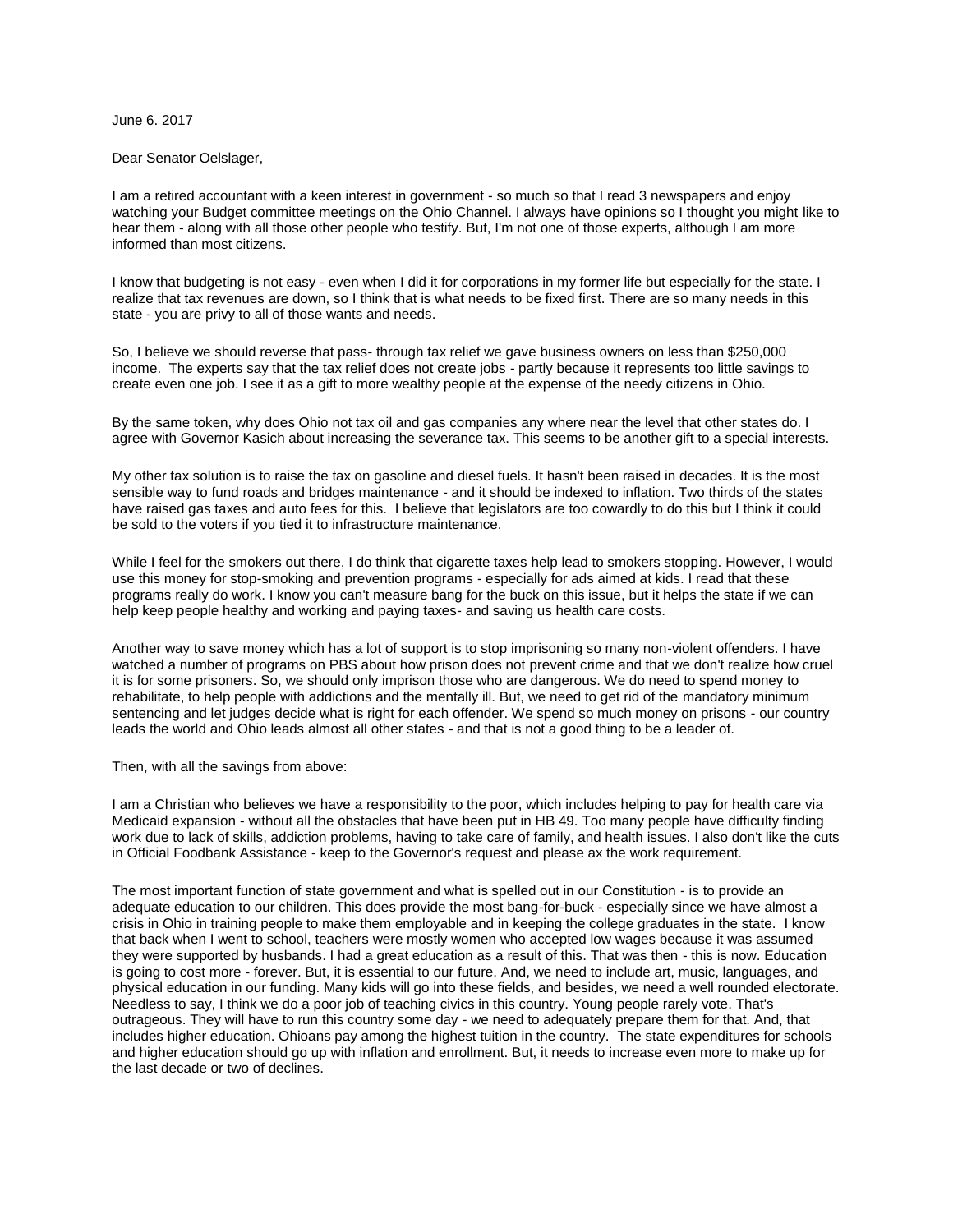June 6. 2017

Dear Senator Oelslager,

I am a retired accountant with a keen interest in government - so much so that I read 3 newspapers and enjoy watching your Budget committee meetings on the Ohio Channel. I always have opinions so I thought you might like to hear them - along with all those other people who testify. But, I'm not one of those experts, although I am more informed than most citizens.

I know that budgeting is not easy - even when I did it for corporations in my former life but especially for the state. I realize that tax revenues are down, so I think that is what needs to be fixed first. There are so many needs in this state - you are privy to all of those wants and needs.

So, I believe we should reverse that pass- through tax relief we gave business owners on less than $250,000 income. The experts say that the tax relief does not create jobs - partly because it represents too little savings to create even one job. I see it as a gift to more wealthy people at the expense of the needy citizens in Ohio.

By the same token, why does Ohio not tax oil and gas companies any where near the level that other states do. I agree with Governor Kasich about increasing the severance tax. This seems to be another gift to a special interests.

My other tax solution is to raise the tax on gasoline and diesel fuels. It hasn't been raised in decades. It is the most sensible way to fund roads and bridges maintenance - and it should be indexed to inflation. Two thirds of the states have raised gas taxes and auto fees for this. I believe that legislators are too cowardly to do this but I think it could be sold to the voters if you tied it to infrastructure maintenance.

While I feel for the smokers out there, I do think that cigarette taxes help lead to smokers stopping. However, I would use this money for stop-smoking and prevention programs - especially for ads aimed at kids. I read that these programs really do work. I know you can't measure bang for the buck on this issue, but it helps the state if we can help keep people healthy and working and paying taxes- and saving us health care costs.

Another way to save money which has a lot of support is to stop imprisoning so many non-violent offenders. I have watched a number of programs on PBS about how prison does not prevent crime and that we don't realize how cruel it is for some prisoners. So, we should only imprison those who are dangerous. We do need to spend money to rehabilitate, to help people with addictions and the mentally ill. But, we need to get rid of the mandatory minimum sentencing and let judges decide what is right for each offender. We spend so much money on prisons - our country leads the world and Ohio leads almost all other states - and that is not a good thing to be a leader of.

Then, with all the savings from above:

I am a Christian who believes we have a responsibility to the poor, which includes helping to pay for health care via Medicaid expansion - without all the obstacles that have been put in HB 49. Too many people have difficulty finding work due to lack of skills, addiction problems, having to take care of family, and health issues. I also don't like the cuts in Official Foodbank Assistance - keep to the Governor's request and please ax the work requirement.

The most important function of state government and what is spelled out in our Constitution - is to provide an adequate education to our children. This does provide the most bang-for-buck - especially since we have almost a crisis in Ohio in training people to make them employable and in keeping the college graduates in the state. I know that back when I went to school, teachers were mostly women who accepted low wages because it was assumed they were supported by husbands. I had a great education as a result of this. That was then - this is now. Education is going to cost more - forever. But, it is essential to our future. And, we need to include art, music, languages, and physical education in our funding. Many kids will go into these fields, and besides, we need a well rounded electorate. Needless to say, I think we do a poor job of teaching civics in this country. Young people rarely vote. That's outrageous. They will have to run this country some day - we need to adequately prepare them for that. And, that includes higher education. Ohioans pay among the highest tuition in the country. The state expenditures for schools and higher education should go up with inflation and enrollment. But, it needs to increase even more to make up for the last decade or two of declines.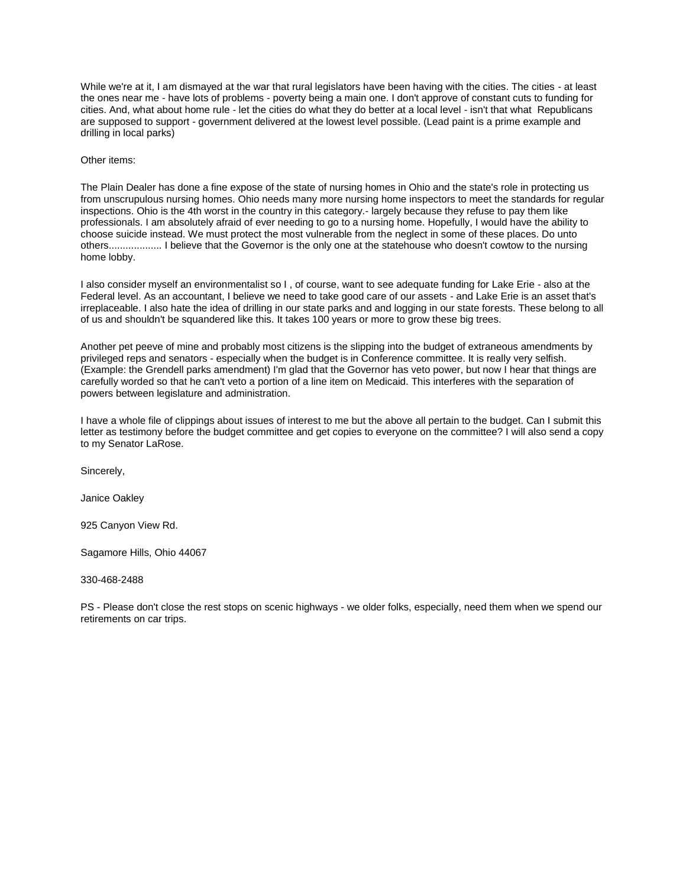While we're at it, I am dismayed at the war that rural legislators have been having with the cities. The cities - at least the ones near me - have lots of problems - poverty being a main one. I don't approve of constant cuts to funding for cities. And, what about home rule - let the cities do what they do better at a local level - isn't that what Republicans are supposed to support - government delivered at the lowest level possible. (Lead paint is a prime example and drilling in local parks)

Other items:

The Plain Dealer has done a fine expose of the state of nursing homes in Ohio and the state's role in protecting us from unscrupulous nursing homes. Ohio needs many more nursing home inspectors to meet the standards for regular inspections. Ohio is the 4th worst in the country in this category.- largely because they refuse to pay them like professionals. I am absolutely afraid of ever needing to go to a nursing home. Hopefully, I would have the ability to choose suicide instead. We must protect the most vulnerable from the neglect in some of these places. Do unto others.................. I believe that the Governor is the only one at the statehouse who doesn't cowtow to the nursing home lobby.

I also consider myself an environmentalist so I , of course, want to see adequate funding for Lake Erie - also at the Federal level. As an accountant, I believe we need to take good care of our assets - and Lake Erie is an asset that's irreplaceable. I also hate the idea of drilling in our state parks and and logging in our state forests. These belong to all of us and shouldn't be squandered like this. It takes 100 years or more to grow these big trees.

Another pet peeve of mine and probably most citizens is the slipping into the budget of extraneous amendments by privileged reps and senators - especially when the budget is in Conference committee. It is really very selfish. (Example: the Grendell parks amendment) I'm glad that the Governor has veto power, but now I hear that things are carefully worded so that he can't veto a portion of a line item on Medicaid. This interferes with the separation of powers between legislature and administration.

I have a whole file of clippings about issues of interest to me but the above all pertain to the budget. Can I submit this letter as testimony before the budget committee and get copies to everyone on the committee? I will also send a copy to my Senator LaRose.

Sincerely,

Janice Oakley

925 Canyon View Rd.

Sagamore Hills, Ohio 44067

330-468-2488

PS - Please don't close the rest stops on scenic highways - we older folks, especially, need them when we spend our retirements on car trips.